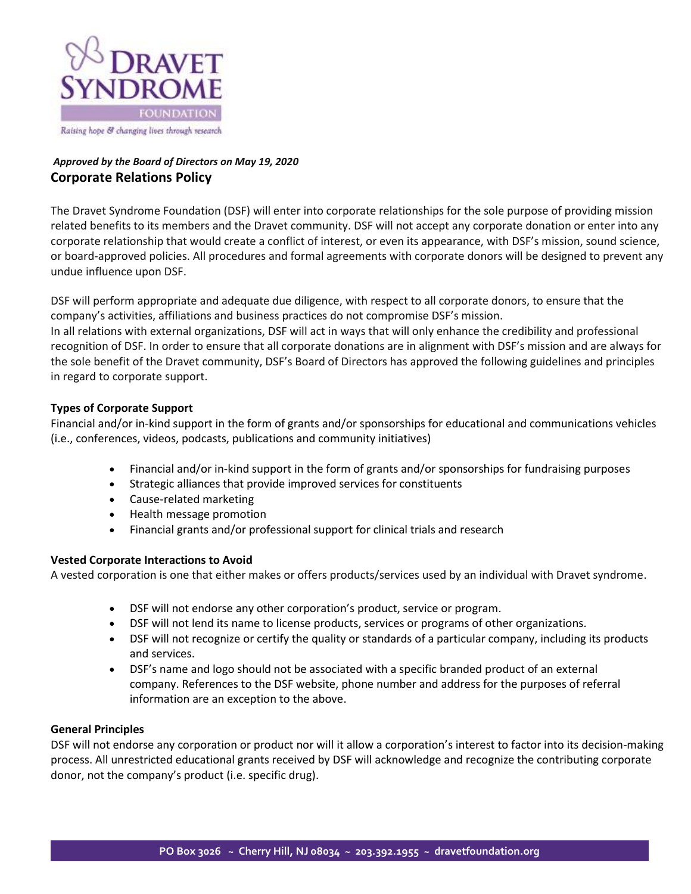*Approved by the Board of Directors on May 19, 2020*

# Corporate Relations Policy

The Dravet Syndrome Foundation (DSF) will enter into corporate relationships for the sole purpose of providing mission related benefits to its members and the Dravet community. DSF will not accept any corporate donation or enter into any corporate relationship that would create a conflict of interest, or even its appearance, with DSF's mission, sound science, or board-approved policies. All procedures and formal agreements with corporate donors will be designed to prevent any undue influence upon DSF.

DSF will perform appropriate and adequate due diligence, with respect to all corporate donors, to ensure that the company's activities, affiliations and business practices do not compromise DSF's mission.
In all relations with external organizations, DSF will act in ways that will only enhance the credibility and professional recognition of DSF. In order to ensure that all corporate donations are in alignment with DSF's mission and are always for the sole benefit of the Dravet community, DSF's Board of Directors has approved the following guidelines and principles in regard to corporate support.

**Types of Corporate Support**

Financial and/or in-kind support in the form of grants and/or sponsorships for educational and communications vehicles (i.e., conferences, videos, podcasts, publications and community initiatives)

- Financial and/or in-kind support in the form of grants and/or sponsorships for fundraising purposes
- Strategic alliances that provide improved services for constituents
- Cause-related marketing
- Health message promotion
- Financial grants and/or professional support for clinical trials and research

**Vested Corporate Interactions to Avoid**

A vested corporation is one that either makes or offers products/services used by an individual with Dravet syndrome.

- DSF will not endorse any other corporation's product, service or program.
- DSF will not lend its name to license products, services or programs of other organizations.
- DSF will not recognize or certify the quality or standards of a particular company, including its products and services.
- DSF's name and logo should not be associated with a specific branded product of an external company. References to the DSF website, phone number and address for the purposes of referral information are an exception to the above.

**General Principles**

DSF will not endorse any corporation or product nor will it allow a corporation's interest to factor into its decision-making process. All unrestricted educational grants received by DSF will acknowledge and recognize the contributing corporate donor, not the company's product (i.e. specific drug).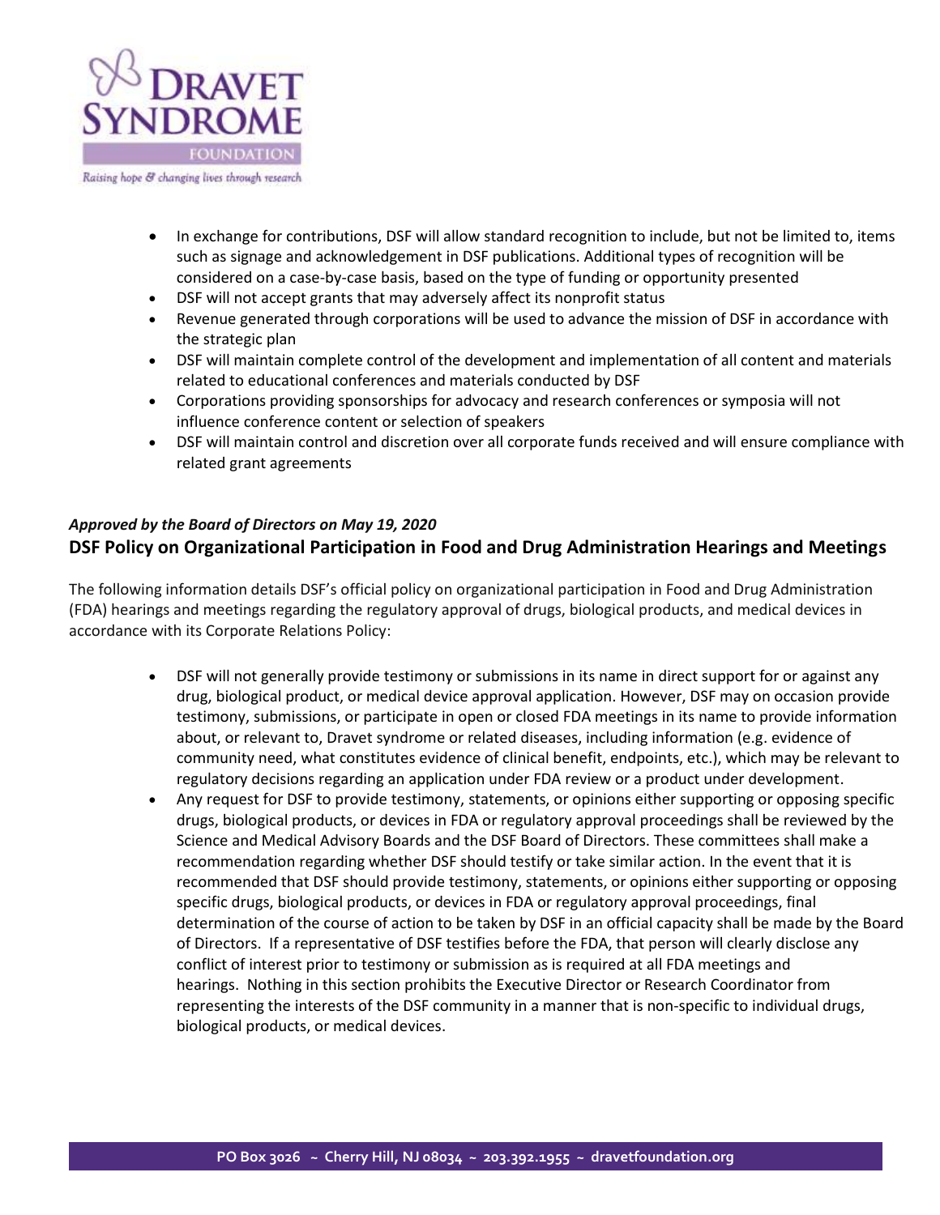- In exchange for contributions, DSF will allow standard recognition to include, but not be limited to, items such as signage and acknowledgement in DSF publications. Additional types of recognition will be considered on a case-by-case basis, based on the type of funding or opportunity presented
- DSF will not accept grants that may adversely affect its nonprofit status
- Revenue generated through corporations will be used to advance the mission of DSF in accordance with the strategic plan
- DSF will maintain complete control of the development and implementation of all content and materials related to educational conferences and materials conducted by DSF
- Corporations providing sponsorships for advocacy and research conferences or symposia will not influence conference content or selection of speakers
- DSF will maintain control and discretion over all corporate funds received and will ensure compliance with related grant agreements

***Approved by the Board of Directors on May 19, 2020***

## DSF Policy on Organizational Participation in Food and Drug Administration Hearings and Meetings

The following information details DSF's official policy on organizational participation in Food and Drug Administration (FDA) hearings and meetings regarding the regulatory approval of drugs, biological products, and medical devices in accordance with its Corporate Relations Policy:

- DSF will not generally provide testimony or submissions in its name in direct support for or against any drug, biological product, or medical device approval application. However, DSF may on occasion provide testimony, submissions, or participate in open or closed FDA meetings in its name to provide information about, or relevant to, Dravet syndrome or related diseases, including information (e.g. evidence of community need, what constitutes evidence of clinical benefit, endpoints, etc.), which may be relevant to regulatory decisions regarding an application under FDA review or a product under development.
- Any request for DSF to provide testimony, statements, or opinions either supporting or opposing specific drugs, biological products, or devices in FDA or regulatory approval proceedings shall be reviewed by the Science and Medical Advisory Boards and the DSF Board of Directors. These committees shall make a recommendation regarding whether DSF should testify or take similar action. In the event that it is recommended that DSF should provide testimony, statements, or opinions either supporting or opposing specific drugs, biological products, or devices in FDA or regulatory approval proceedings, final determination of the course of action to be taken by DSF in an official capacity shall be made by the Board of Directors. If a representative of DSF testifies before the FDA, that person will clearly disclose any conflict of interest prior to testimony or submission as is required at all FDA meetings and hearings. Nothing in this section prohibits the Executive Director or Research Coordinator from representing the interests of the DSF community in a manner that is non-specific to individual drugs, biological products, or medical devices.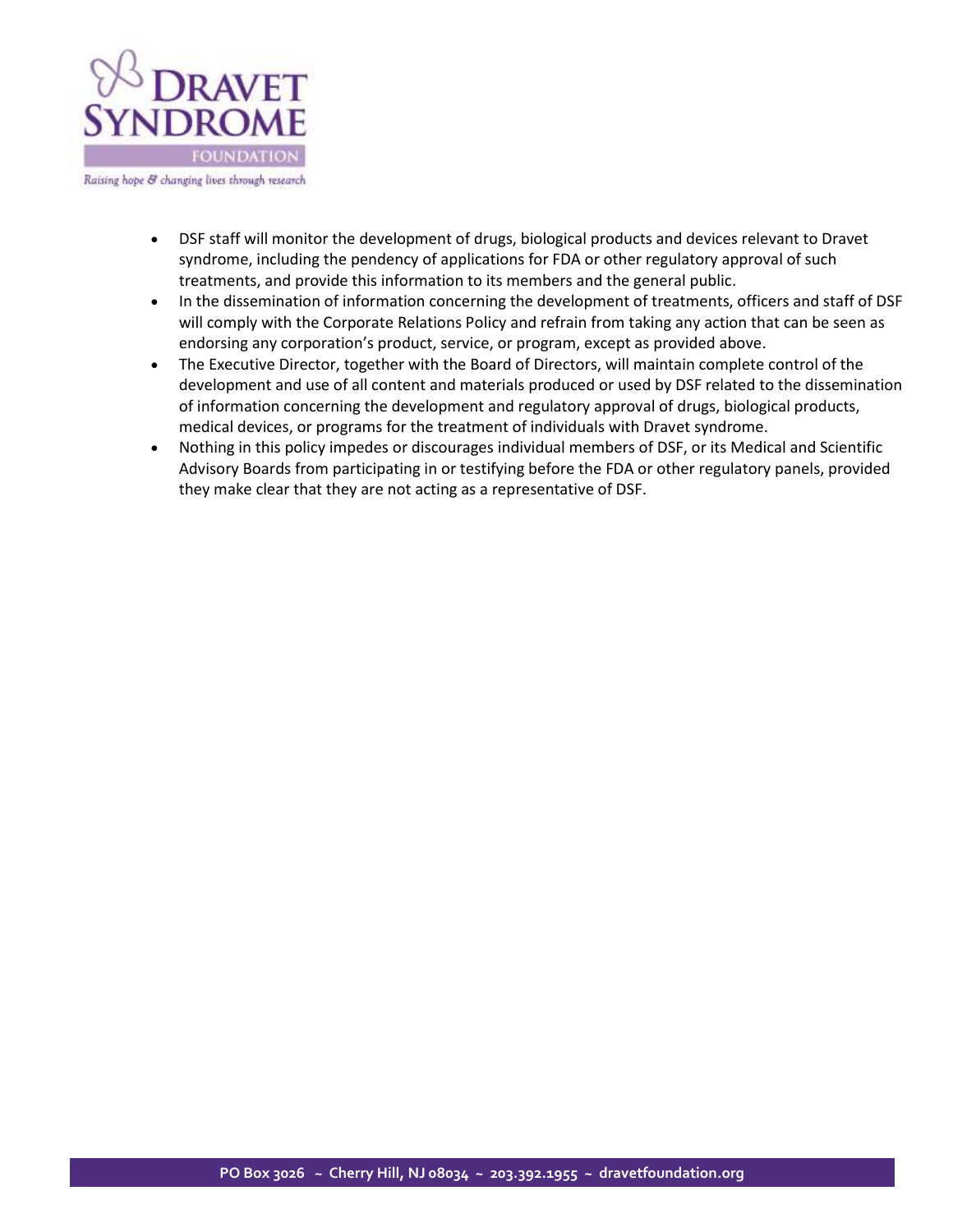- DSF staff will monitor the development of drugs, biological products and devices relevant to Dravet syndrome, including the pendency of applications for FDA or other regulatory approval of such treatments, and provide this information to its members and the general public.
- In the dissemination of information concerning the development of treatments, officers and staff of DSF will comply with the Corporate Relations Policy and refrain from taking any action that can be seen as endorsing any corporation's product, service, or program, except as provided above.
- The Executive Director, together with the Board of Directors, will maintain complete control of the development and use of all content and materials produced or used by DSF related to the dissemination of information concerning the development and regulatory approval of drugs, biological products, medical devices, or programs for the treatment of individuals with Dravet syndrome.
- Nothing in this policy impedes or discourages individual members of DSF, or its Medical and Scientific Advisory Boards from participating in or testifying before the FDA or other regulatory panels, provided they make clear that they are not acting as a representative of DSF.